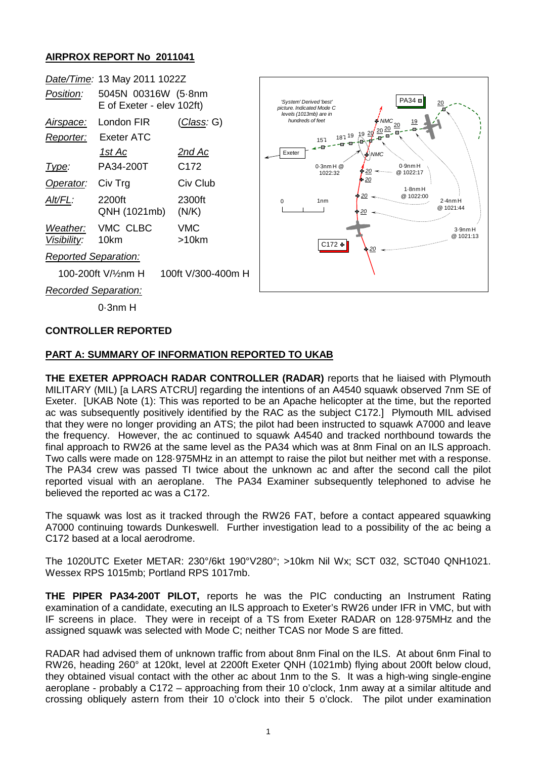## AIRPROX REPORT No 2011041

| | | |
|---|---|---|
| *Date/Time:* | 13 May 2011 1022Z | |
| *Position:* | 5045N 00316W (5·8nm E of Exeter - elev 102ft) | |
| *Airspace:* | London FIR | (*Class:* G) |
| *Reporter:* | Exeter ATC | |
| | *1st Ac* | *2nd Ac* |
| *Type:* | PA34-200T | C172 |
| *Operator:* | Civ Trg | Civ Club |
| *Alt/FL:* | 2200ft QNH (1021mb) | 2300ft (N/K) |
| *Weather:* | VMC CLBC | VMC |
| *Visibility:* | 10km | >10km |
| *Reported Separation:* | | |
| | 100-200ft V/½nm H | 100ft V/300-400m H |
| *Recorded Separation:* | | |
| | 0·3nm H | |

**CONTROLLER REPORTED**

**PART A: SUMMARY OF INFORMATION REPORTED TO UKAB**

**THE EXETER APPROACH RADAR CONTROLLER (RADAR)** reports that he liaised with Plymouth MILITARY (MIL) [a LARS ATCRU] regarding the intentions of an A4540 squawk observed 7nm SE of Exeter. [UKAB Note (1): This was reported to be an Apache helicopter at the time, but the reported ac was subsequently positively identified by the RAC as the subject C172.] Plymouth MIL advised that they were no longer providing an ATS; the pilot had been instructed to squawk A7000 and leave the frequency. However, the ac continued to squawk A4540 and tracked northbound towards the final approach to RW26 at the same level as the PA34 which was at 8nm Final on an ILS approach. Two calls were made on 128·975MHz in an attempt to raise the pilot but neither met with a response. The PA34 crew was passed TI twice about the unknown ac and after the second call the pilot reported visual with an aeroplane. The PA34 Examiner subsequently telephoned to advise he believed the reported ac was a C172.

The squawk was lost as it tracked through the RW26 FAT, before a contact appeared squawking A7000 continuing towards Dunkeswell. Further investigation lead to a possibility of the ac being a C172 based at a local aerodrome.

The 1020UTC Exeter METAR: 230°/6kt 190°V280°; >10km Nil Wx; SCT 032, SCT040 QNH1021. Wessex RPS 1015mb; Portland RPS 1017mb.

**THE PIPER PA34-200T PILOT,** reports he was the PIC conducting an Instrument Rating examination of a candidate, executing an ILS approach to Exeter's RW26 under IFR in VMC, but with IF screens in place. They were in receipt of a TS from Exeter RADAR on 128·975MHz and the assigned squawk was selected with Mode C; neither TCAS nor Mode S are fitted.

RADAR had advised them of unknown traffic from about 8nm Final on the ILS. At about 6nm Final to RW26, heading 260° at 120kt, level at 2200ft Exeter QNH (1021mb) flying about 200ft below cloud, they obtained visual contact with the other ac about 1nm to the S. It was a high-wing single-engine aeroplane - probably a C172 – approaching from their 10 o'clock, 1nm away at a similar altitude and crossing obliquely astern from their 10 o'clock into their 5 o'clock. The pilot under examination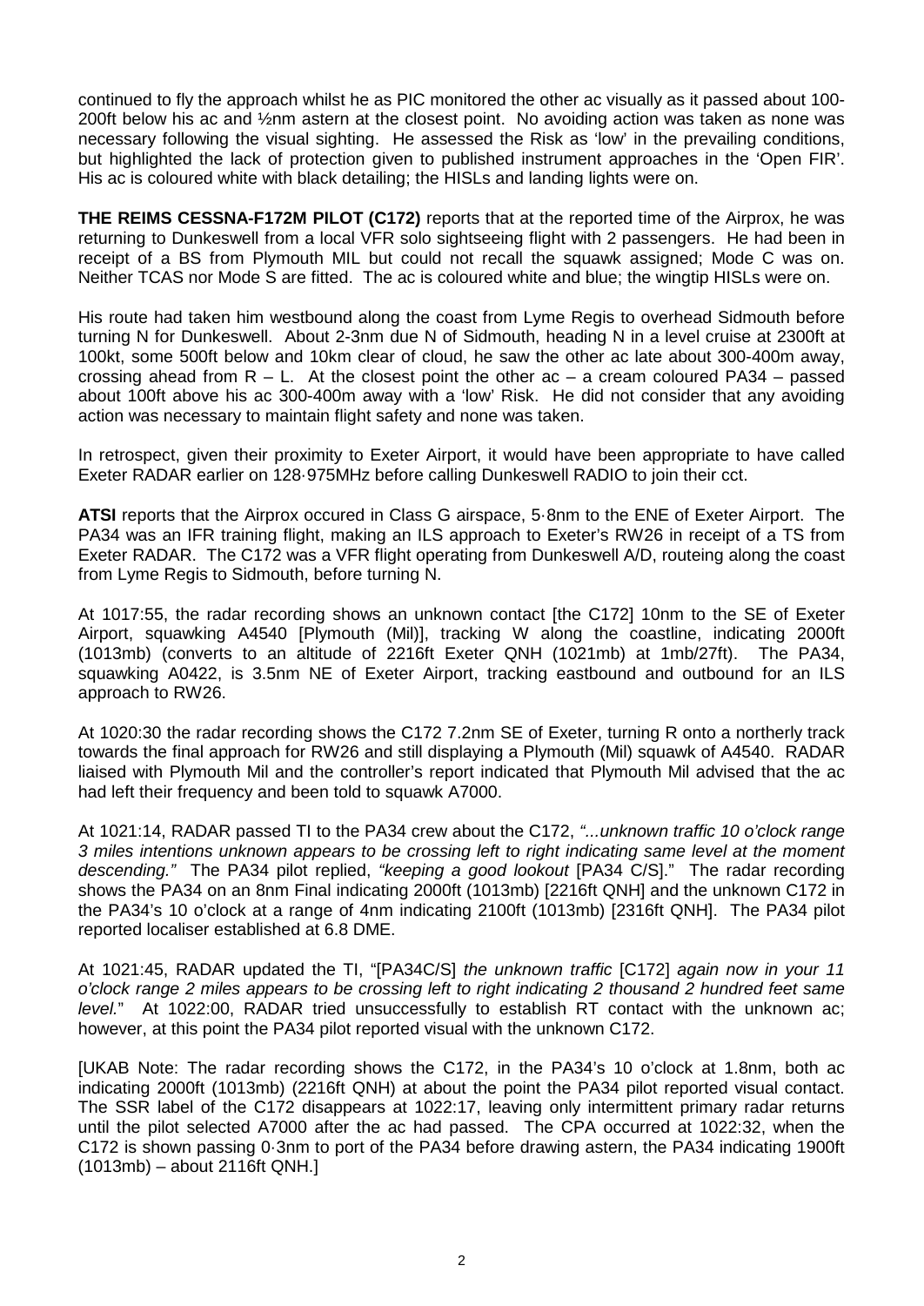continued to fly the approach whilst he as PIC monitored the other ac visually as it passed about 100-200ft below his ac and ½nm astern at the closest point. No avoiding action was taken as none was necessary following the visual sighting. He assessed the Risk as 'low' in the prevailing conditions, but highlighted the lack of protection given to published instrument approaches in the 'Open FIR'. His ac is coloured white with black detailing; the HISLs and landing lights were on.

**THE REIMS CESSNA-F172M PILOT (C172)** reports that at the reported time of the Airprox, he was returning to Dunkeswell from a local VFR solo sightseeing flight with 2 passengers. He had been in receipt of a BS from Plymouth MIL but could not recall the squawk assigned; Mode C was on. Neither TCAS nor Mode S are fitted. The ac is coloured white and blue; the wingtip HISLs were on.

His route had taken him westbound along the coast from Lyme Regis to overhead Sidmouth before turning N for Dunkeswell. About 2-3nm due N of Sidmouth, heading N in a level cruise at 2300ft at 100kt, some 500ft below and 10km clear of cloud, he saw the other ac late about 300-400m away, crossing ahead from R – L. At the closest point the other ac – a cream coloured PA34 – passed about 100ft above his ac 300-400m away with a 'low' Risk. He did not consider that any avoiding action was necessary to maintain flight safety and none was taken.

In retrospect, given their proximity to Exeter Airport, it would have been appropriate to have called Exeter RADAR earlier on 128·975MHz before calling Dunkeswell RADIO to join their cct.

**ATSI** reports that the Airprox occured in Class G airspace, 5·8nm to the ENE of Exeter Airport. The PA34 was an IFR training flight, making an ILS approach to Exeter's RW26 in receipt of a TS from Exeter RADAR. The C172 was a VFR flight operating from Dunkeswell A/D, routeing along the coast from Lyme Regis to Sidmouth, before turning N.

At 1017:55, the radar recording shows an unknown contact [the C172] 10nm to the SE of Exeter Airport, squawking A4540 [Plymouth (Mil)], tracking W along the coastline, indicating 2000ft (1013mb) (converts to an altitude of 2216ft Exeter QNH (1021mb) at 1mb/27ft). The PA34, squawking A0422, is 3.5nm NE of Exeter Airport, tracking eastbound and outbound for an ILS approach to RW26.

At 1020:30 the radar recording shows the C172 7.2nm SE of Exeter, turning R onto a northerly track towards the final approach for RW26 and still displaying a Plymouth (Mil) squawk of A4540. RADAR liaised with Plymouth Mil and the controller's report indicated that Plymouth Mil advised that the ac had left their frequency and been told to squawk A7000.

At 1021:14, RADAR passed TI to the PA34 crew about the C172, *"...unknown traffic 10 o'clock range 3 miles intentions unknown appears to be crossing left to right indicating same level at the moment descending."* The PA34 pilot replied, *"keeping a good lookout* [PA34 C/S]." The radar recording shows the PA34 on an 8nm Final indicating 2000ft (1013mb) [2216ft QNH] and the unknown C172 in the PA34's 10 o'clock at a range of 4nm indicating 2100ft (1013mb) [2316ft QNH]. The PA34 pilot reported localiser established at 6.8 DME.

At 1021:45, RADAR updated the TI, "[PA34C/S] *the unknown traffic* [C172] *again now in your 11 o'clock range 2 miles appears to be crossing left to right indicating 2 thousand 2 hundred feet same level.*" At 1022:00, RADAR tried unsuccessfully to establish RT contact with the unknown ac; however, at this point the PA34 pilot reported visual with the unknown C172.

[UKAB Note: The radar recording shows the C172, in the PA34's 10 o'clock at 1.8nm, both ac indicating 2000ft (1013mb) (2216ft QNH) at about the point the PA34 pilot reported visual contact. The SSR label of the C172 disappears at 1022:17, leaving only intermittent primary radar returns until the pilot selected A7000 after the ac had passed. The CPA occurred at 1022:32, when the C172 is shown passing 0·3nm to port of the PA34 before drawing astern, the PA34 indicating 1900ft (1013mb) – about 2116ft QNH.]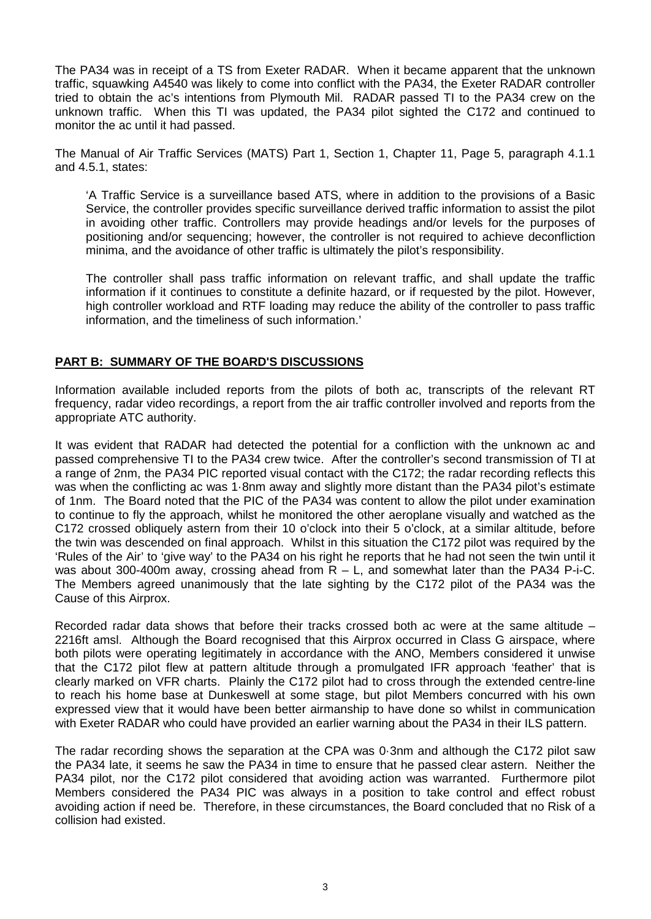The PA34 was in receipt of a TS from Exeter RADAR. When it became apparent that the unknown traffic, squawking A4540 was likely to come into conflict with the PA34, the Exeter RADAR controller tried to obtain the ac's intentions from Plymouth Mil. RADAR passed TI to the PA34 crew on the unknown traffic. When this TI was updated, the PA34 pilot sighted the C172 and continued to monitor the ac until it had passed.

The Manual of Air Traffic Services (MATS) Part 1, Section 1, Chapter 11, Page 5, paragraph 4.1.1 and 4.5.1, states:

> 'A Traffic Service is a surveillance based ATS, where in addition to the provisions of a Basic Service, the controller provides specific surveillance derived traffic information to assist the pilot in avoiding other traffic. Controllers may provide headings and/or levels for the purposes of positioning and/or sequencing; however, the controller is not required to achieve deconfliction minima, and the avoidance of other traffic is ultimately the pilot's responsibility.
>
> The controller shall pass traffic information on relevant traffic, and shall update the traffic information if it continues to constitute a definite hazard, or if requested by the pilot. However, high controller workload and RTF loading may reduce the ability of the controller to pass traffic information, and the timeliness of such information.'

## PART B: SUMMARY OF THE BOARD'S DISCUSSIONS

Information available included reports from the pilots of both ac, transcripts of the relevant RT frequency, radar video recordings, a report from the air traffic controller involved and reports from the appropriate ATC authority.

It was evident that RADAR had detected the potential for a confliction with the unknown ac and passed comprehensive TI to the PA34 crew twice. After the controller's second transmission of TI at a range of 2nm, the PA34 PIC reported visual contact with the C172; the radar recording reflects this was when the conflicting ac was 1·8nm away and slightly more distant than the PA34 pilot's estimate of 1nm. The Board noted that the PIC of the PA34 was content to allow the pilot under examination to continue to fly the approach, whilst he monitored the other aeroplane visually and watched as the C172 crossed obliquely astern from their 10 o'clock into their 5 o'clock, at a similar altitude, before the twin was descended on final approach. Whilst in this situation the C172 pilot was required by the 'Rules of the Air' to 'give way' to the PA34 on his right he reports that he had not seen the twin until it was about 300-400m away, crossing ahead from R – L, and somewhat later than the PA34 P-i-C. The Members agreed unanimously that the late sighting by the C172 pilot of the PA34 was the Cause of this Airprox.

Recorded radar data shows that before their tracks crossed both ac were at the same altitude – 2216ft amsl. Although the Board recognised that this Airprox occurred in Class G airspace, where both pilots were operating legitimately in accordance with the ANO, Members considered it unwise that the C172 pilot flew at pattern altitude through a promulgated IFR approach 'feather' that is clearly marked on VFR charts. Plainly the C172 pilot had to cross through the extended centre-line to reach his home base at Dunkeswell at some stage, but pilot Members concurred with his own expressed view that it would have been better airmanship to have done so whilst in communication with Exeter RADAR who could have provided an earlier warning about the PA34 in their ILS pattern.

The radar recording shows the separation at the CPA was 0·3nm and although the C172 pilot saw the PA34 late, it seems he saw the PA34 in time to ensure that he passed clear astern. Neither the PA34 pilot, nor the C172 pilot considered that avoiding action was warranted. Furthermore pilot Members considered the PA34 PIC was always in a position to take control and effect robust avoiding action if need be. Therefore, in these circumstances, the Board concluded that no Risk of a collision had existed.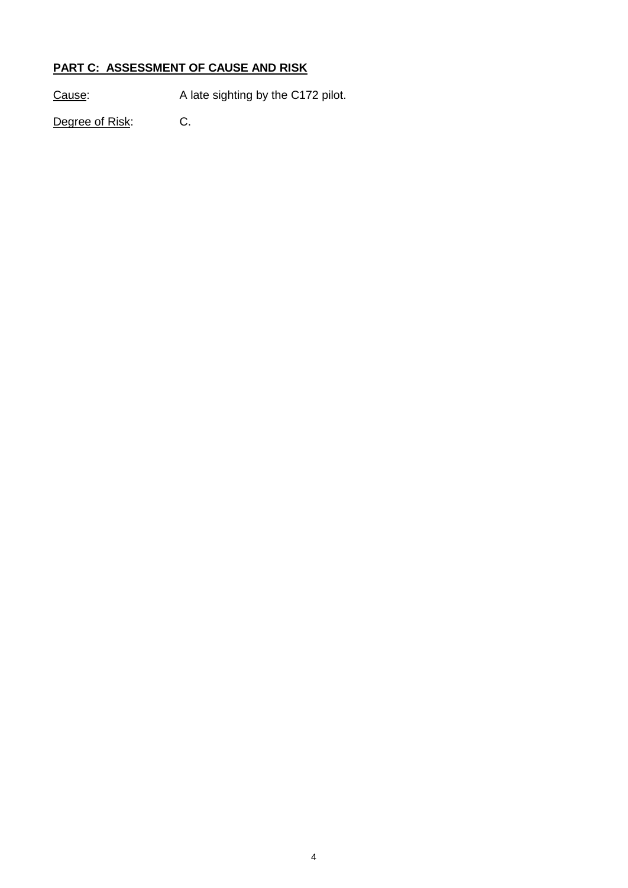## **PART C: ASSESSMENT OF CAUSE AND RISK**

Cause: A late sighting by the C172 pilot.

Degree of Risk: C.